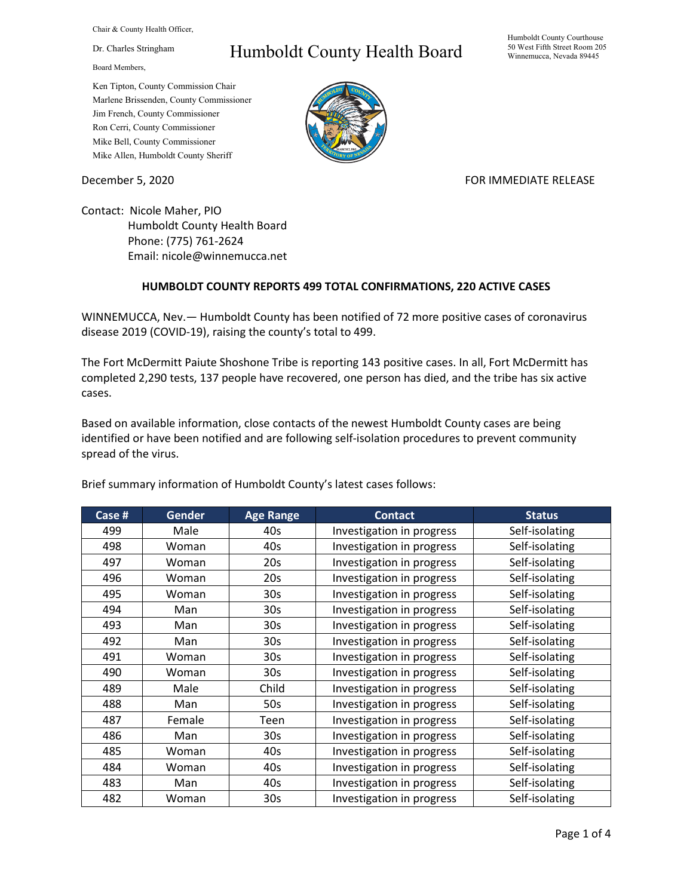Chair & County Health Officer,

Dr. Charles Stringham

Board Members,

Ken Tipton, County Commission Chair
Marlene Brissenden, County Commissioner
Jim French, County Commissioner
Ron Cerri, County Commissioner
Mike Bell, County Commissioner
Mike Allen, Humboldt County Sheriff

# Humboldt County Health Board

Humboldt County Courthouse
50 West Fifth Street Room 205
Winnemucca, Nevada 89445

December 5, 2020

FOR IMMEDIATE RELEASE

Contact: Nicole Maher, PIO
Humboldt County Health Board
Phone: (775) 761-2624
Email: nicole@winnemucca.net

**HUMBOLDT COUNTY REPORTS 499 TOTAL CONFIRMATIONS, 220 ACTIVE CASES**

WINNEMUCCA, Nev.— Humboldt County has been notified of 72 more positive cases of coronavirus disease 2019 (COVID-19), raising the county's total to 499.

The Fort McDermitt Paiute Shoshone Tribe is reporting 143 positive cases. In all, Fort McDermitt has completed 2,290 tests, 137 people have recovered, one person has died, and the tribe has six active cases.

Based on available information, close contacts of the newest Humboldt County cases are being identified or have been notified and are following self-isolation procedures to prevent community spread of the virus.

Brief summary information of Humboldt County's latest cases follows:

| Case # | Gender | Age Range | Contact | Status |
| --- | --- | --- | --- | --- |
| 499 | Male | 40s | Investigation in progress | Self-isolating |
| 498 | Woman | 40s | Investigation in progress | Self-isolating |
| 497 | Woman | 20s | Investigation in progress | Self-isolating |
| 496 | Woman | 20s | Investigation in progress | Self-isolating |
| 495 | Woman | 30s | Investigation in progress | Self-isolating |
| 494 | Man | 30s | Investigation in progress | Self-isolating |
| 493 | Man | 30s | Investigation in progress | Self-isolating |
| 492 | Man | 30s | Investigation in progress | Self-isolating |
| 491 | Woman | 30s | Investigation in progress | Self-isolating |
| 490 | Woman | 30s | Investigation in progress | Self-isolating |
| 489 | Male | Child | Investigation in progress | Self-isolating |
| 488 | Man | 50s | Investigation in progress | Self-isolating |
| 487 | Female | Teen | Investigation in progress | Self-isolating |
| 486 | Man | 30s | Investigation in progress | Self-isolating |
| 485 | Woman | 40s | Investigation in progress | Self-isolating |
| 484 | Woman | 40s | Investigation in progress | Self-isolating |
| 483 | Man | 40s | Investigation in progress | Self-isolating |
| 482 | Woman | 30s | Investigation in progress | Self-isolating |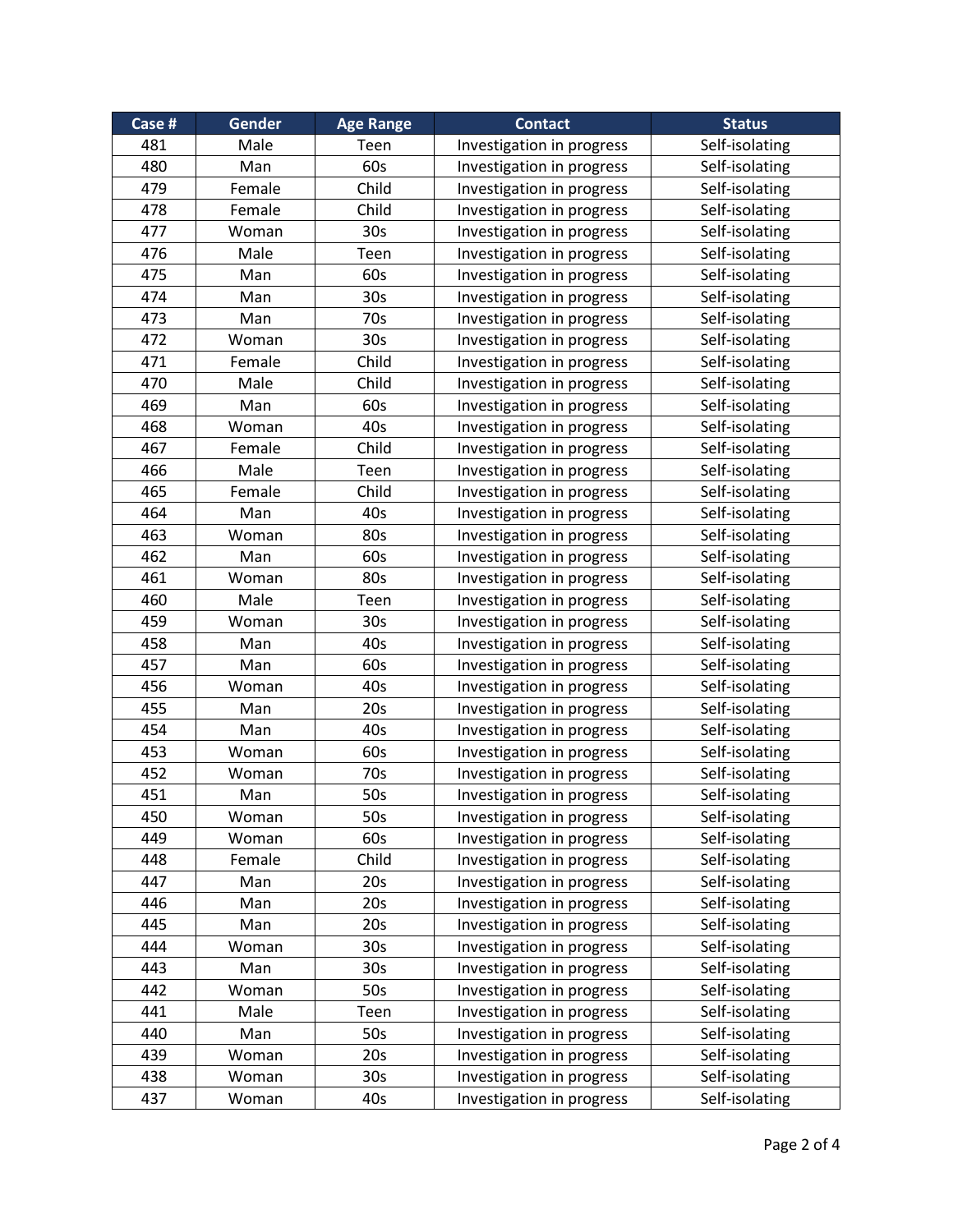| Case # | Gender | Age Range | Contact | Status |
| --- | --- | --- | --- | --- |
| 481 | Male | Teen | Investigation in progress | Self-isolating |
| 480 | Man | 60s | Investigation in progress | Self-isolating |
| 479 | Female | Child | Investigation in progress | Self-isolating |
| 478 | Female | Child | Investigation in progress | Self-isolating |
| 477 | Woman | 30s | Investigation in progress | Self-isolating |
| 476 | Male | Teen | Investigation in progress | Self-isolating |
| 475 | Man | 60s | Investigation in progress | Self-isolating |
| 474 | Man | 30s | Investigation in progress | Self-isolating |
| 473 | Man | 70s | Investigation in progress | Self-isolating |
| 472 | Woman | 30s | Investigation in progress | Self-isolating |
| 471 | Female | Child | Investigation in progress | Self-isolating |
| 470 | Male | Child | Investigation in progress | Self-isolating |
| 469 | Man | 60s | Investigation in progress | Self-isolating |
| 468 | Woman | 40s | Investigation in progress | Self-isolating |
| 467 | Female | Child | Investigation in progress | Self-isolating |
| 466 | Male | Teen | Investigation in progress | Self-isolating |
| 465 | Female | Child | Investigation in progress | Self-isolating |
| 464 | Man | 40s | Investigation in progress | Self-isolating |
| 463 | Woman | 80s | Investigation in progress | Self-isolating |
| 462 | Man | 60s | Investigation in progress | Self-isolating |
| 461 | Woman | 80s | Investigation in progress | Self-isolating |
| 460 | Male | Teen | Investigation in progress | Self-isolating |
| 459 | Woman | 30s | Investigation in progress | Self-isolating |
| 458 | Man | 40s | Investigation in progress | Self-isolating |
| 457 | Man | 60s | Investigation in progress | Self-isolating |
| 456 | Woman | 40s | Investigation in progress | Self-isolating |
| 455 | Man | 20s | Investigation in progress | Self-isolating |
| 454 | Man | 40s | Investigation in progress | Self-isolating |
| 453 | Woman | 60s | Investigation in progress | Self-isolating |
| 452 | Woman | 70s | Investigation in progress | Self-isolating |
| 451 | Man | 50s | Investigation in progress | Self-isolating |
| 450 | Woman | 50s | Investigation in progress | Self-isolating |
| 449 | Woman | 60s | Investigation in progress | Self-isolating |
| 448 | Female | Child | Investigation in progress | Self-isolating |
| 447 | Man | 20s | Investigation in progress | Self-isolating |
| 446 | Man | 20s | Investigation in progress | Self-isolating |
| 445 | Man | 20s | Investigation in progress | Self-isolating |
| 444 | Woman | 30s | Investigation in progress | Self-isolating |
| 443 | Man | 30s | Investigation in progress | Self-isolating |
| 442 | Woman | 50s | Investigation in progress | Self-isolating |
| 441 | Male | Teen | Investigation in progress | Self-isolating |
| 440 | Man | 50s | Investigation in progress | Self-isolating |
| 439 | Woman | 20s | Investigation in progress | Self-isolating |
| 438 | Woman | 30s | Investigation in progress | Self-isolating |
| 437 | Woman | 40s | Investigation in progress | Self-isolating |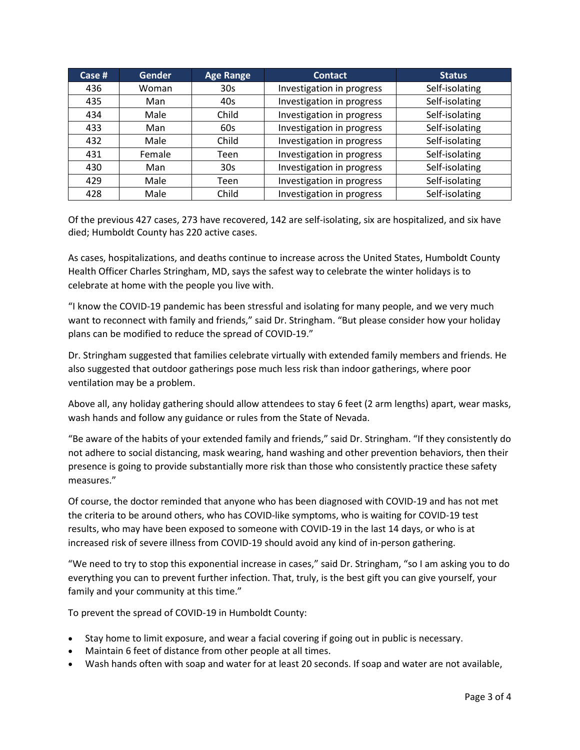| Case # | Gender | Age Range | Contact | Status |
|---|---|---|---|---|
| 436 | Woman | 30s | Investigation in progress | Self-isolating |
| 435 | Man | 40s | Investigation in progress | Self-isolating |
| 434 | Male | Child | Investigation in progress | Self-isolating |
| 433 | Man | 60s | Investigation in progress | Self-isolating |
| 432 | Male | Child | Investigation in progress | Self-isolating |
| 431 | Female | Teen | Investigation in progress | Self-isolating |
| 430 | Man | 30s | Investigation in progress | Self-isolating |
| 429 | Male | Teen | Investigation in progress | Self-isolating |
| 428 | Male | Child | Investigation in progress | Self-isolating |

Of the previous 427 cases, 273 have recovered, 142 are self-isolating, six are hospitalized, and six have died; Humboldt County has 220 active cases.

As cases, hospitalizations, and deaths continue to increase across the United States, Humboldt County Health Officer Charles Stringham, MD, says the safest way to celebrate the winter holidays is to celebrate at home with the people you live with.

"I know the COVID-19 pandemic has been stressful and isolating for many people, and we very much want to reconnect with family and friends," said Dr. Stringham. "But please consider how your holiday plans can be modified to reduce the spread of COVID-19."

Dr. Stringham suggested that families celebrate virtually with extended family members and friends. He also suggested that outdoor gatherings pose much less risk than indoor gatherings, where poor ventilation may be a problem.

Above all, any holiday gathering should allow attendees to stay 6 feet (2 arm lengths) apart, wear masks, wash hands and follow any guidance or rules from the State of Nevada.

"Be aware of the habits of your extended family and friends," said Dr. Stringham. "If they consistently do not adhere to social distancing, mask wearing, hand washing and other prevention behaviors, then their presence is going to provide substantially more risk than those who consistently practice these safety measures."

Of course, the doctor reminded that anyone who has been diagnosed with COVID-19 and has not met the criteria to be around others, who has COVID-like symptoms, who is waiting for COVID-19 test results, who may have been exposed to someone with COVID-19 in the last 14 days, or who is at increased risk of severe illness from COVID-19 should avoid any kind of in-person gathering.

"We need to try to stop this exponential increase in cases," said Dr. Stringham, "so I am asking you to do everything you can to prevent further infection. That, truly, is the best gift you can give yourself, your family and your community at this time."

To prevent the spread of COVID-19 in Humboldt County:

- Stay home to limit exposure, and wear a facial covering if going out in public is necessary.
- Maintain 6 feet of distance from other people at all times.
- Wash hands often with soap and water for at least 20 seconds. If soap and water are not available,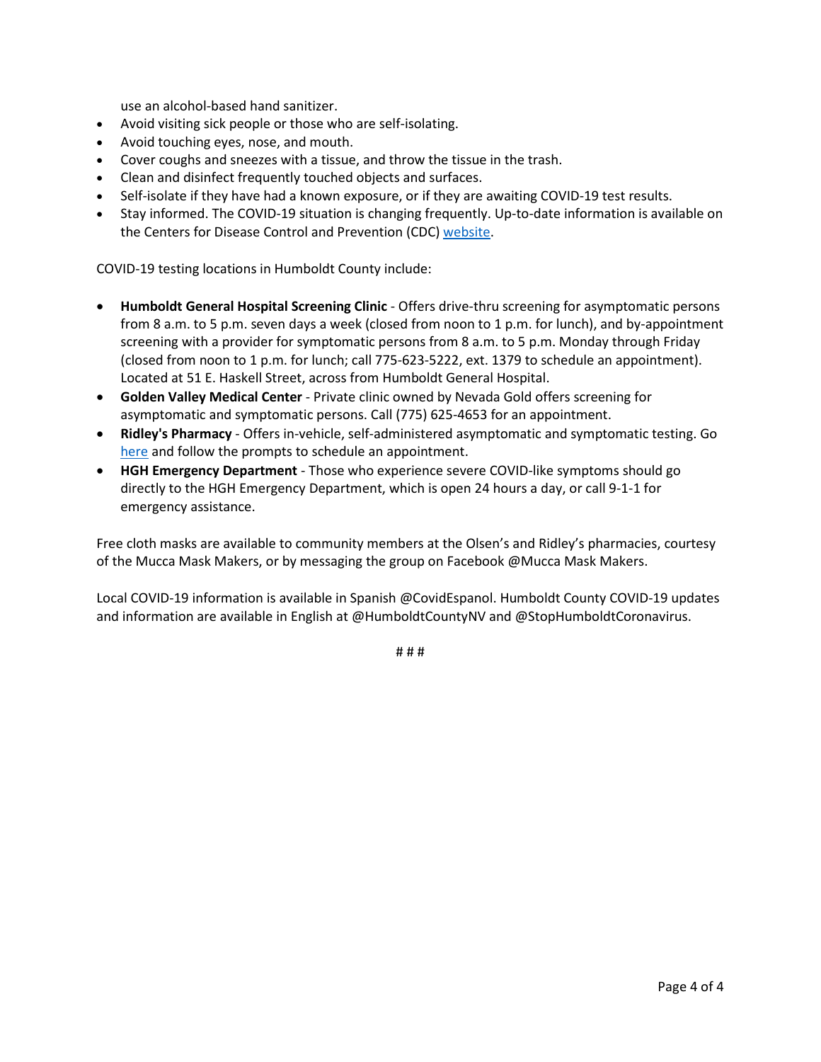use an alcohol-based hand sanitizer.
- Avoid visiting sick people or those who are self-isolating.
- Avoid touching eyes, nose, and mouth.
- Cover coughs and sneezes with a tissue, and throw the tissue in the trash.
- Clean and disinfect frequently touched objects and surfaces.
- Self-isolate if they have had a known exposure, or if they are awaiting COVID-19 test results.
- Stay informed. The COVID-19 situation is changing frequently. Up-to-date information is available on the Centers for Disease Control and Prevention (CDC) website.

COVID-19 testing locations in Humboldt County include:

- **Humboldt General Hospital Screening Clinic** - Offers drive-thru screening for asymptomatic persons from 8 a.m. to 5 p.m. seven days a week (closed from noon to 1 p.m. for lunch), and by-appointment screening with a provider for symptomatic persons from 8 a.m. to 5 p.m. Monday through Friday (closed from noon to 1 p.m. for lunch; call 775-623-5222, ext. 1379 to schedule an appointment). Located at 51 E. Haskell Street, across from Humboldt General Hospital.
- **Golden Valley Medical Center** - Private clinic owned by Nevada Gold offers screening for asymptomatic and symptomatic persons. Call (775) 625-4653 for an appointment.
- **Ridley's Pharmacy** - Offers in-vehicle, self-administered asymptomatic and symptomatic testing. Go here and follow the prompts to schedule an appointment.
- **HGH Emergency Department** - Those who experience severe COVID-like symptoms should go directly to the HGH Emergency Department, which is open 24 hours a day, or call 9-1-1 for emergency assistance.

Free cloth masks are available to community members at the Olsen's and Ridley's pharmacies, courtesy of the Mucca Mask Makers, or by messaging the group on Facebook @Mucca Mask Makers.

Local COVID-19 information is available in Spanish @CovidEspanol. Humboldt County COVID-19 updates and information are available in English at @HumboldtCountyNV and @StopHumboldtCoronavirus.

# # #